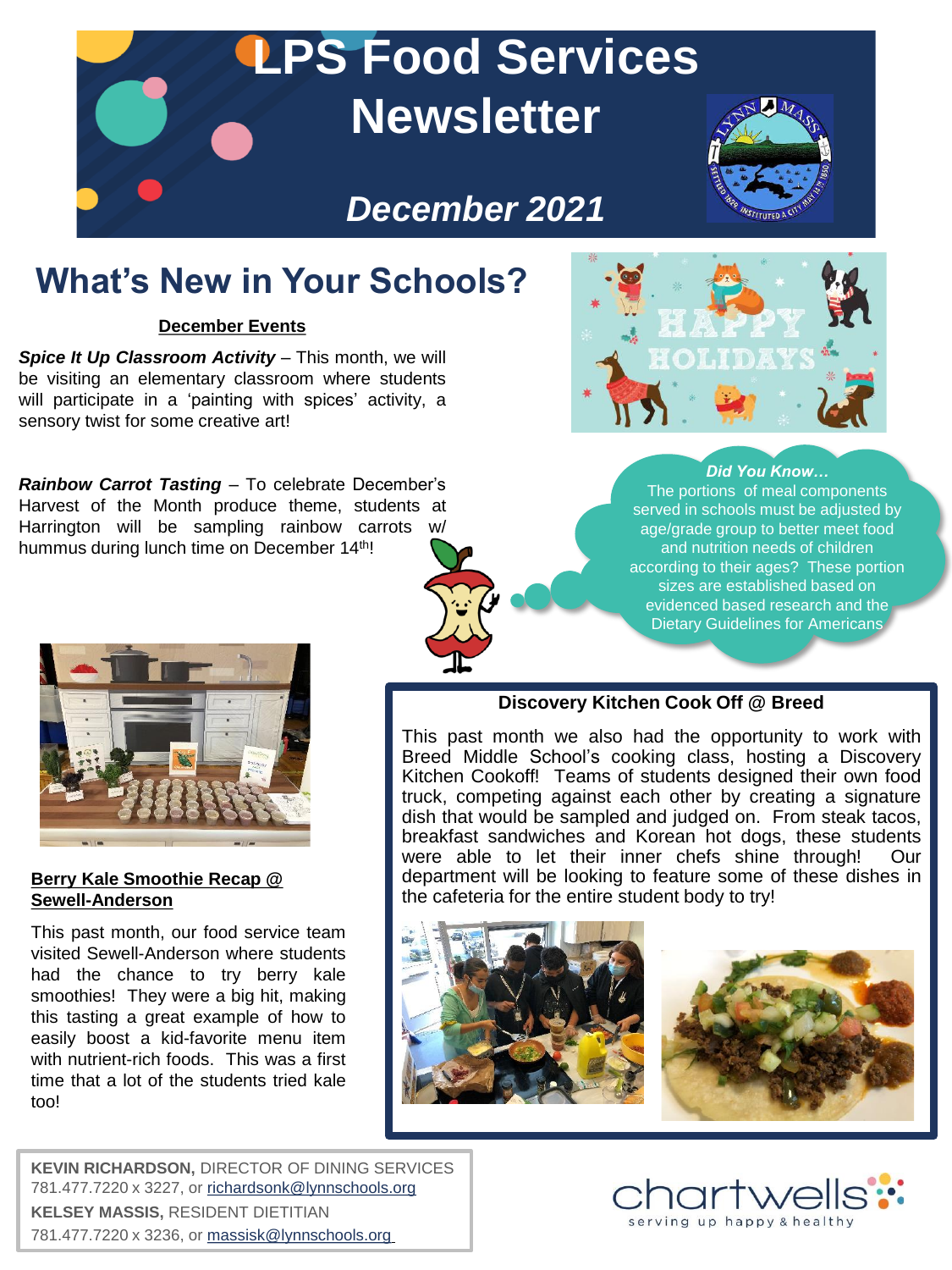# LPS Food Services Newsletter

## December 2021

# What's New in Your Schools?

### December Events

***Spice It Up Classroom Activity*** – This month, we will be visiting an elementary classroom where students will participate in a 'painting with spices' activity, a sensory twist for some creative art!

***Rainbow Carrot Tasting*** – To celebrate December's Harvest of the Month produce theme, students at Harrington will be sampling rainbow carrots w/ hummus during lunch time on December 14th!

***Did You Know…***
The portions of meal components served in schools must be adjusted by age/grade group to better meet food and nutrition needs of children according to their ages? These portion sizes are established based on evidenced based research and the Dietary Guidelines for Americans

### Berry Kale Smoothie Recap @ Sewell-Anderson

This past month, our food service team visited Sewell-Anderson where students had the chance to try berry kale smoothies! They were a big hit, making this tasting a great example of how to easily boost a kid-favorite menu item with nutrient-rich foods. This was a first time that a lot of the students tried kale too!

### Discovery Kitchen Cook Off @ Breed

This past month we also had the opportunity to work with Breed Middle School's cooking class, hosting a Discovery Kitchen Cookoff! Teams of students designed their own food truck, competing against each other by creating a signature dish that would be sampled and judged on. From steak tacos, breakfast sandwiches and Korean hot dogs, these students were able to let their inner chefs shine through! Our department will be looking to feature some of these dishes in the cafeteria for the entire student body to try!

**KEVIN RICHARDSON,** DIRECTOR OF DINING SERVICES
781.477.7220 x 3227, or richardsonk@lynnschools.org
**KELSEY MASSIS,** RESIDENT DIETITIAN
781.477.7220 x 3236, or massisk@lynnschools.org

chartwells
serving up happy & healthy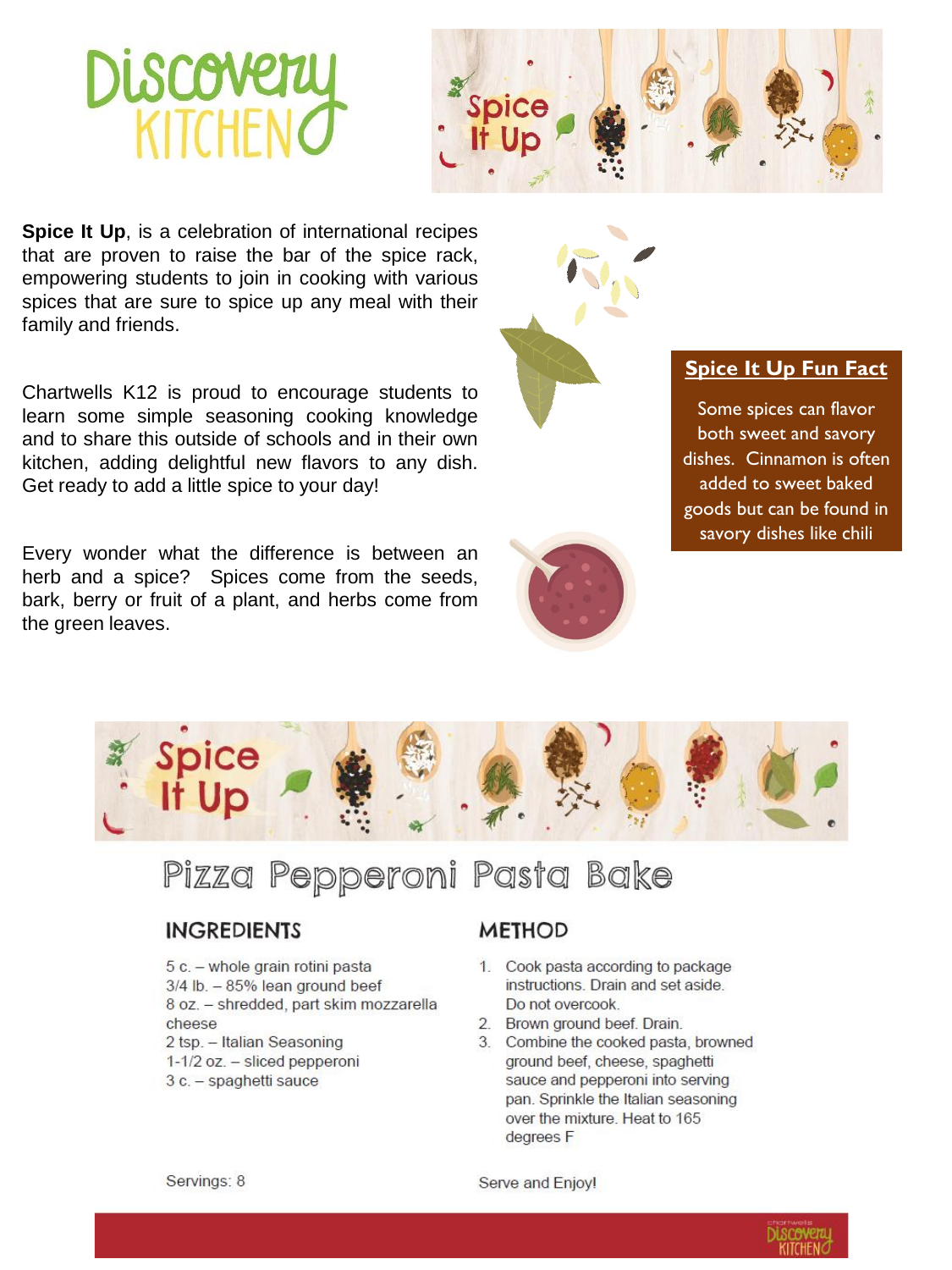# Discovery KITCHEN

**Spice It Up**, is a celebration of international recipes that are proven to raise the bar of the spice rack, empowering students to join in cooking with various spices that are sure to spice up any meal with their family and friends.

Chartwells K12 is proud to encourage students to learn some simple seasoning cooking knowledge and to share this outside of schools and in their own kitchen, adding delightful new flavors to any dish. Get ready to add a little spice to your day!

Every wonder what the difference is between an herb and a spice? Spices come from the seeds, bark, berry or fruit of a plant, and herbs come from the green leaves.

**Spice It Up Fun Fact**

Some spices can flavor both sweet and savory dishes. Cinnamon is often added to sweet baked goods but can be found in savory dishes like chili

## Pizza Pepperoni Pasta Bake

### INGREDIENTS

5 c. – whole grain rotini pasta
3/4 lb. – 85% lean ground beef
8 oz. – shredded, part skim mozzarella cheese
2 tsp. – Italian Seasoning
1-1/2 oz. – sliced pepperoni
3 c. – spaghetti sauce

Servings: 8

### METHOD

1. Cook pasta according to package instructions. Drain and set aside. Do not overcook.
2. Brown ground beef. Drain.
3. Combine the cooked pasta, browned ground beef, cheese, spaghetti sauce and pepperoni into serving pan. Sprinkle the Italian seasoning over the mixture. Heat to 165 degrees F

Serve and Enjoy!